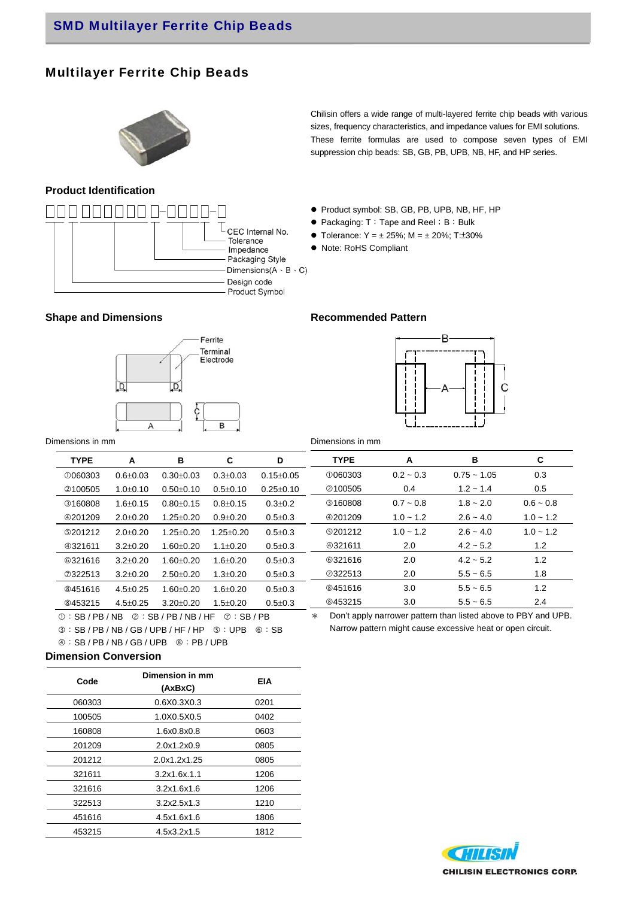# Multilayer Ferrite Chip Beads

Chilisin offers a wide range of multi-layered ferrite chip beads with various sizes, frequency characteristics, and impedance values for EMI solutions. These ferrite formulas are used to compose seven types of EMI suppression chip beads: SB, GB, PB, UPB, NB, HF, and HP series.

## Product Identification

□□□ □□□□□□ □-□□□□-□

- CEC Internal No.
- Tolerance
- Impedance
- Packaging Style
- Dimensions(A、B、C)
- Design code
- Product Symbol

- Product symbol: SB, GB, PB, UPB, NB, HF, HP
- Packaging: T：Tape and Reel；B：Bulk
- Tolerance: Y = ± 25%; M = ± 20%; T:±30%
- Note: RoHS Compliant

## Shape and Dimensions

Ferrite
Terminal Electrode

Dimensions in mm

| TYPE | A | B | C | D |
|---|---|---|---|---|
| ①060303 | 0.6±0.03 | 0.30±0.03 | 0.3±0.03 | 0.15±0.05 |
| ②100505 | 1.0±0.10 | 0.50±0.10 | 0.5±0.10 | 0.25±0.10 |
| ③160808 | 1.6±0.15 | 0.80±0.15 | 0.8±0.15 | 0.3±0.2 |
| ④201209 | 2.0±0.20 | 1.25±0.20 | 0.9±0.20 | 0.5±0.3 |
| ⑤201212 | 2.0±0.20 | 1.25±0.20 | 1.25±0.20 | 0.5±0.3 |
| ④321611 | 3.2±0.20 | 1.60±0.20 | 1.1±0.20 | 0.5±0.3 |
| ⑥321616 | 3.2±0.20 | 1.60±0.20 | 1.6±0.20 | 0.5±0.3 |
| ⑦322513 | 3.2±0.20 | 2.50±0.20 | 1.3±0.20 | 0.5±0.3 |
| ⑧451616 | 4.5±0.25 | 1.60±0.20 | 1.6±0.20 | 0.5±0.3 |
| ⑧453215 | 4.5±0.25 | 3.20±0.20 | 1.5±0.20 | 0.5±0.3 |

①：SB / PB / NB ②：SB / PB / NB / HF ⑦：SB / PB
③：SB / PB / NB / GB / UPB / HF / HP ⑤：UPB ⑥：SB
④：SB / PB / NB / GB / UPB ⑧：PB / UPB

## Recommended Pattern

Dimensions in mm

| TYPE | A | B | C |
|---|---|---|---|
| ①060303 | 0.2 ~ 0.3 | 0.75 ~ 1.05 | 0.3 |
| ②100505 | 0.4 | 1.2 ~ 1.4 | 0.5 |
| ③160808 | 0.7 ~ 0.8 | 1.8 ~ 2.0 | 0.6 ~ 0.8 |
| ④201209 | 1.0 ~ 1.2 | 2.6 ~ 4.0 | 1.0 ~ 1.2 |
| ⑤201212 | 1.0 ~ 1.2 | 2.6 ~ 4.0 | 1.0 ~ 1.2 |
| ④321611 | 2.0 | 4.2 ~ 5.2 | 1.2 |
| ⑥321616 | 2.0 | 4.2 ~ 5.2 | 1.2 |
| ⑦322513 | 2.0 | 5.5 ~ 6.5 | 1.8 |
| ⑧451616 | 3.0 | 5.5 ~ 6.5 | 1.2 |
| ⑧453215 | 3.0 | 5.5 ~ 6.5 | 2.4 |

∗ Don't apply narrower pattern than listed above to PBY and UPB. Narrow pattern might cause excessive heat or open circuit.

## Dimension Conversion

| Code | Dimension in mm (AxBxC) | EIA |
|---|---|---|
| 060303 | 0.6X0.3X0.3 | 0201 |
| 100505 | 1.0X0.5X0.5 | 0402 |
| 160808 | 1.6x0.8x0.8 | 0603 |
| 201209 | 2.0x1.2x0.9 | 0805 |
| 201212 | 2.0x1.2x1.25 | 0805 |
| 321611 | 3.2x1.6x.1.1 | 1206 |
| 321616 | 3.2x1.6x1.6 | 1206 |
| 322513 | 3.2x2.5x1.3 | 1210 |
| 451616 | 4.5x1.6x1.6 | 1806 |
| 453215 | 4.5x3.2x1.5 | 1812 |

CHILISIN ELECTRONICS CORP.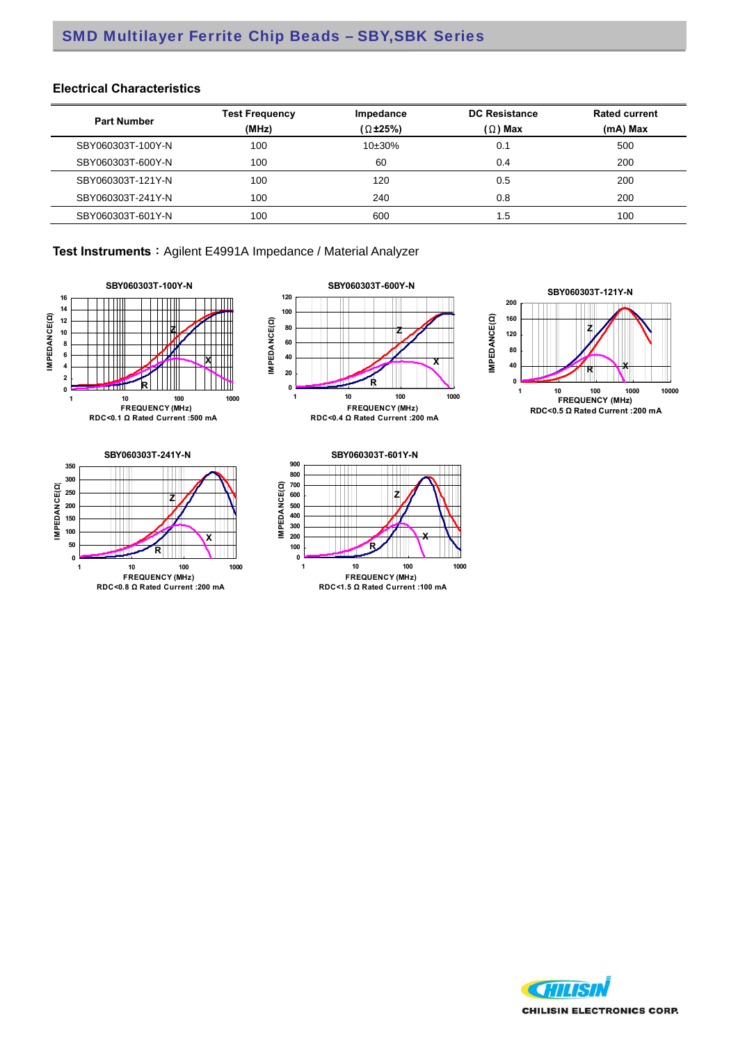## SMD Multilayer Ferrite Chip Beads – SBY,SBK Series

### Electrical Characteristics

| Part Number | Test Frequency (MHz) | Impedance (Ω±25%) | DC Resistance (Ω) Max | Rated current (mA) Max |
|---|---|---|---|---|
| SBY060303T-100Y-N | 100 | 10±30% | 0.1 | 500 |
| SBY060303T-600Y-N | 100 | 60 | 0.4 | 200 |
| SBY060303T-121Y-N | 100 | 120 | 0.5 | 200 |
| SBY060303T-241Y-N | 100 | 240 | 0.8 | 200 |
| SBY060303T-601Y-N | 100 | 600 | 1.5 | 100 |

**Test Instruments：**Agilent E4991A Impedance / Material Analyzer

SBY060303T-100Y-N

RDC<0.1 Ω Rated Current :500 mA

SBY060303T-600Y-N

RDC<0.4 Ω Rated Current :200 mA

SBY060303T-121Y-N

RDC<0.5 Ω Rated Current :200 mA

SBY060303T-241Y-N

RDC<0.8 Ω Rated Current :200 mA

SBY060303T-601Y-N

RDC<1.5 Ω Rated Current :100 mA

CHILISIN ELECTRONICS CORP.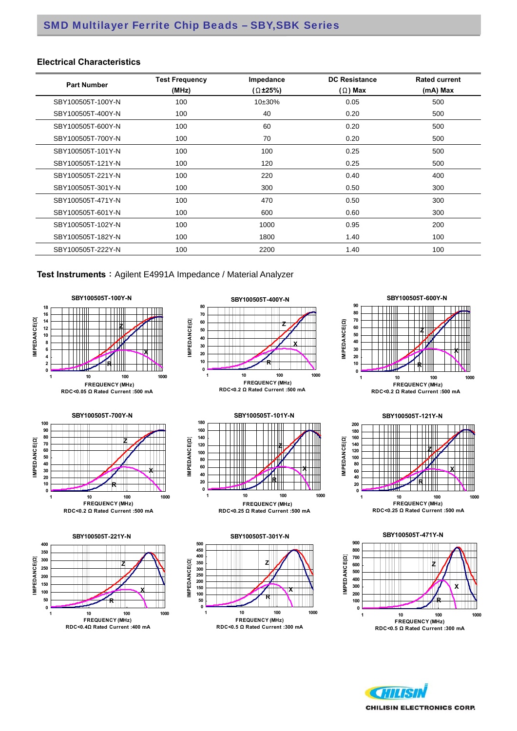## SMD Multilayer Ferrite Chip Beads – SBY,SBK Series

### Electrical Characteristics

| Part Number | Test Frequency (MHz) | Impedance (Ω±25%) | DC Resistance (Ω) Max | Rated current (mA) Max |
|---|---|---|---|---|
| SBY100505T-100Y-N | 100 | 10±30% | 0.05 | 500 |
| SBY100505T-400Y-N | 100 | 40 | 0.20 | 500 |
| SBY100505T-600Y-N | 100 | 60 | 0.20 | 500 |
| SBY100505T-700Y-N | 100 | 70 | 0.20 | 500 |
| SBY100505T-101Y-N | 100 | 100 | 0.25 | 500 |
| SBY100505T-121Y-N | 100 | 120 | 0.25 | 500 |
| SBY100505T-221Y-N | 100 | 220 | 0.40 | 400 |
| SBY100505T-301Y-N | 100 | 300 | 0.50 | 300 |
| SBY100505T-471Y-N | 100 | 470 | 0.50 | 300 |
| SBY100505T-601Y-N | 100 | 600 | 0.60 | 300 |
| SBY100505T-102Y-N | 100 | 1000 | 0.95 | 200 |
| SBY100505T-182Y-N | 100 | 1800 | 1.40 | 100 |
| SBY100505T-222Y-N | 100 | 2200 | 1.40 | 100 |

**Test Instruments**：Agilent E4991A Impedance / Material Analyzer

**SBY100505T-100Y-N**
RDC<0.05 Ω Rated Current :500 mA

**SBY100505T-400Y-N**
RDC<0.2 Ω Rated Current :500 mA

**SBY100505T-600Y-N**
RDC<0.2 Ω Rated Current :500 mA

**SBY100505T-700Y-N**
RDC<0.2 Ω Rated Current :500 mA

**SBY100505T-101Y-N**
RDC<0.25 Ω Rated Current :500 mA

**SBY100505T-121Y-N**
RDC<0.25 Ω Rated Current :500 mA

**SBY100505T-221Y-N**
RDC<0.4Ω Rated Current :400 mA

**SBY100505T-301Y-N**
RDC<0.5 Ω Rated Current :300 mA

**SBY100505T-471Y-N**
RDC<0.5 Ω Rated Current :300 mA

CHILISIN ELECTRONICS CORP.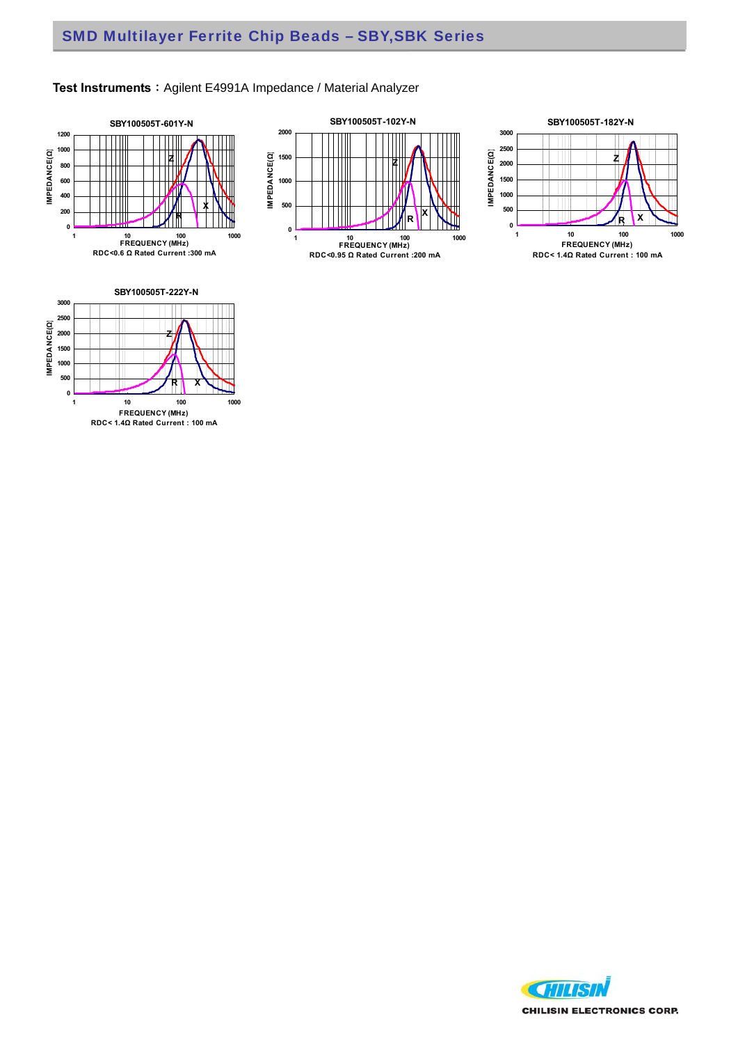**Test Instruments**：Agilent E4991A Impedance / Material Analyzer

**SBY100505T-601Y-N**

RDC<0.6 Ω Rated Current :300 mA

**SBY100505T-102Y-N**

RDC<0.95 Ω Rated Current :200 mA

**SBY100505T-182Y-N**

RDC< 1.4Ω Rated Current : 100 mA

**SBY100505T-222Y-N**

RDC< 1.4Ω Rated Current : 100 mA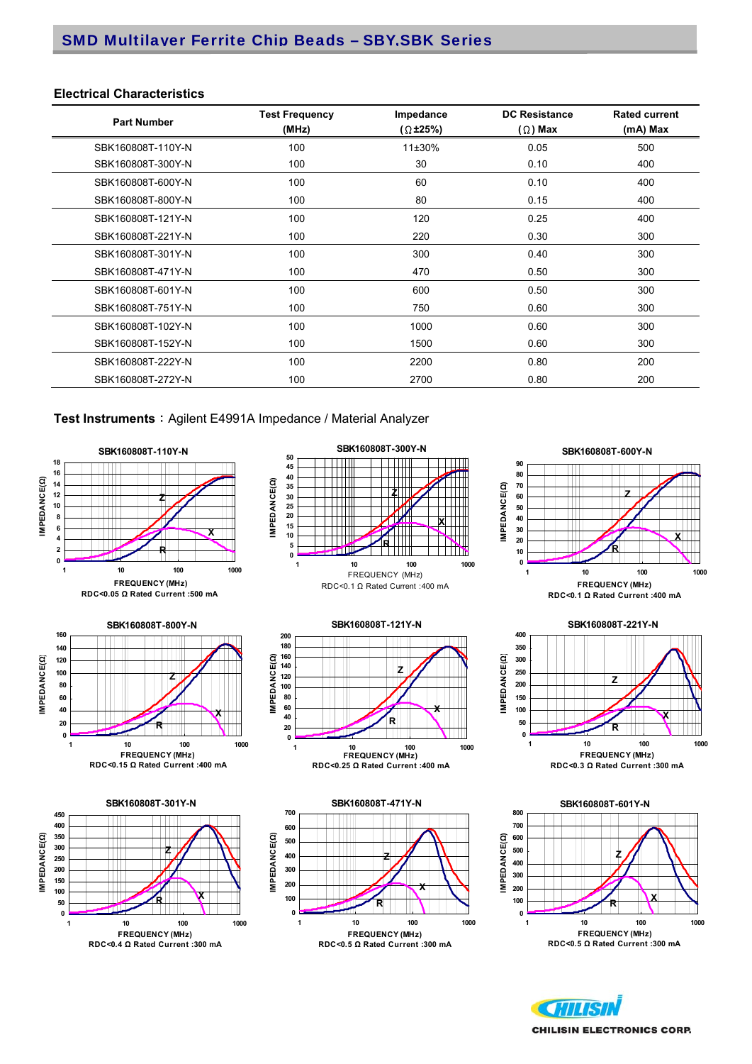## SMD Multilayer Ferrite Chip Beads – SBY,SBK Series

### Electrical Characteristics

| Part Number | Test Frequency (MHz) | Impedance (Ω±25%) | DC Resistance (Ω) Max | Rated current (mA) Max |
|---|---|---|---|---|
| SBK160808T-110Y-N | 100 | 11±30% | 0.05 | 500 |
| SBK160808T-300Y-N | 100 | 30 | 0.10 | 400 |
| SBK160808T-600Y-N | 100 | 60 | 0.10 | 400 |
| SBK160808T-800Y-N | 100 | 80 | 0.15 | 400 |
| SBK160808T-121Y-N | 100 | 120 | 0.25 | 400 |
| SBK160808T-221Y-N | 100 | 220 | 0.30 | 300 |
| SBK160808T-301Y-N | 100 | 300 | 0.40 | 300 |
| SBK160808T-471Y-N | 100 | 470 | 0.50 | 300 |
| SBK160808T-601Y-N | 100 | 600 | 0.50 | 300 |
| SBK160808T-751Y-N | 100 | 750 | 0.60 | 300 |
| SBK160808T-102Y-N | 100 | 1000 | 0.60 | 300 |
| SBK160808T-152Y-N | 100 | 1500 | 0.60 | 300 |
| SBK160808T-222Y-N | 100 | 2200 | 0.80 | 200 |
| SBK160808T-272Y-N | 100 | 2700 | 0.80 | 200 |

**Test Instruments**：Agilent E4991A Impedance / Material Analyzer

**SBK160808T-110Y-N**
RDC<0.05 Ω Rated Current :500 mA

**SBK160808T-300Y-N**
RDC<0.1 Ω Rated Current :400 mA

**SBK160808T-600Y-N**
RDC<0.1 Ω Rated Current :400 mA

**SBK160808T-800Y-N**
RDC<0.15 Ω Rated Current :400 mA

**SBK160808T-121Y-N**
RDC<0.25 Ω Rated Current :400 mA

**SBK160808T-221Y-N**
RDC<0.3 Ω Rated Current :300 mA

**SBK160808T-301Y-N**
RDC<0.4 Ω Rated Current :300 mA

**SBK160808T-471Y-N**
RDC<0.5 Ω Rated Current :300 mA

**SBK160808T-601Y-N**
RDC<0.5 Ω Rated Current :300 mA

CHILISIN ELECTRONICS CORP.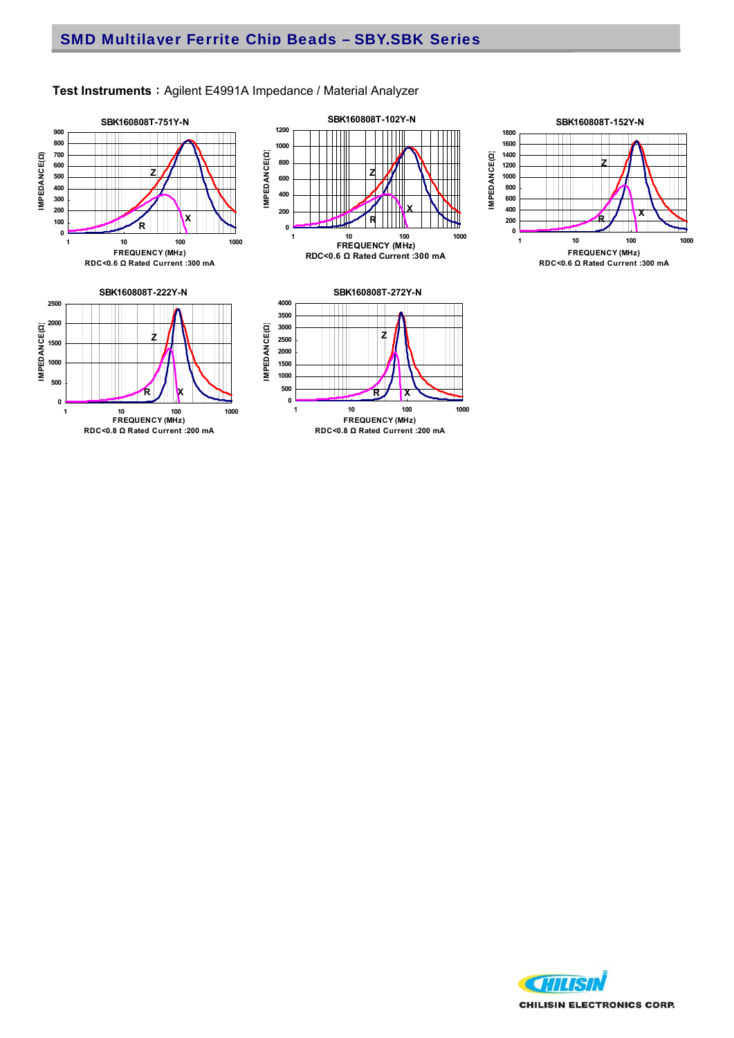## SMD Multilayer Ferrite Chip Beads – SBY,SBK Series

**Test Instruments：**Agilent E4991A Impedance / Material Analyzer

**SBK160808T-751Y-N**

RDC<0.6 Ω Rated Current :300 mA

**SBK160808T-102Y-N**

RDC<0.6 Ω Rated Current :300 mA

**SBK160808T-152Y-N**

RDC<0.6 Ω Rated Current :300 mA

**SBK160808T-222Y-N**

RDC<0.8 Ω Rated Current :200 mA

**SBK160808T-272Y-N**

RDC<0.8 Ω Rated Current :200 mA

CHILISIN ELECTRONICS CORP.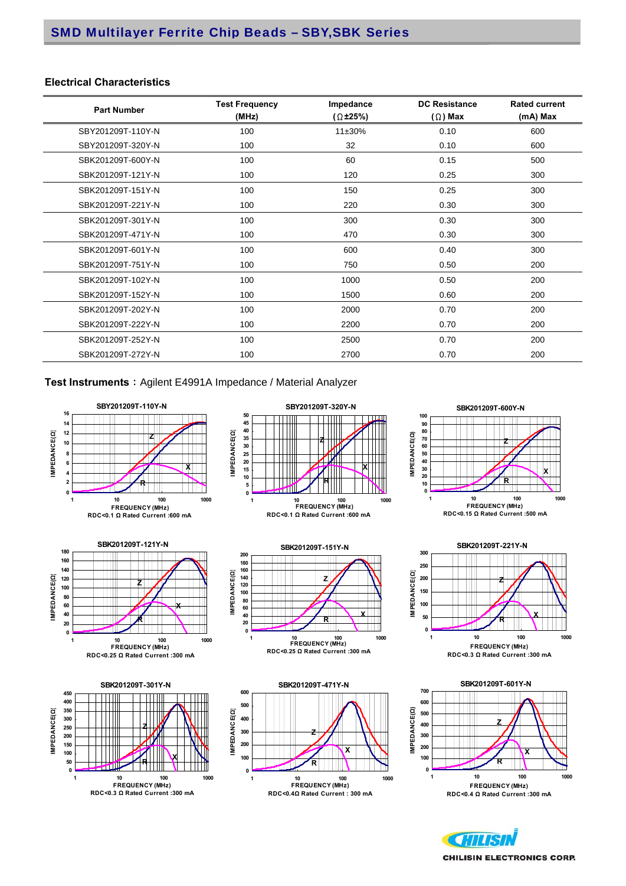## SMD Multilayer Ferrite Chip Beads – SBY,SBK Series

### Electrical Characteristics

| Part Number | Test Frequency (MHz) | Impedance (Ω±25%) | DC Resistance (Ω) Max | Rated current (mA) Max |
|---|---|---|---|---|
| SBY201209T-110Y-N | 100 | 11±30% | 0.10 | 600 |
| SBY201209T-320Y-N | 100 | 32 | 0.10 | 600 |
| SBK201209T-600Y-N | 100 | 60 | 0.15 | 500 |
| SBK201209T-121Y-N | 100 | 120 | 0.25 | 300 |
| SBK201209T-151Y-N | 100 | 150 | 0.25 | 300 |
| SBK201209T-221Y-N | 100 | 220 | 0.30 | 300 |
| SBK201209T-301Y-N | 100 | 300 | 0.30 | 300 |
| SBK201209T-471Y-N | 100 | 470 | 0.30 | 300 |
| SBK201209T-601Y-N | 100 | 600 | 0.40 | 300 |
| SBK201209T-751Y-N | 100 | 750 | 0.50 | 200 |
| SBK201209T-102Y-N | 100 | 1000 | 0.50 | 200 |
| SBK201209T-152Y-N | 100 | 1500 | 0.60 | 200 |
| SBK201209T-202Y-N | 100 | 2000 | 0.70 | 200 |
| SBK201209T-222Y-N | 100 | 2200 | 0.70 | 200 |
| SBK201209T-252Y-N | 100 | 2500 | 0.70 | 200 |
| SBK201209T-272Y-N | 100 | 2700 | 0.70 | 200 |

**Test Instruments：**Agilent E4991A Impedance / Material Analyzer

SBY201209T-110Y-N
RDC<0.1 Ω Rated Current :600 mA

SBY201209T-320Y-N
RDC<0.1 Ω Rated Current :600 mA

SBK201209T-600Y-N
RDC<0.15 Ω Rated Current :500 mA

SBK201209T-121Y-N
RDC<0.25 Ω Rated Current :300 mA

SBK201209T-151Y-N
RDC<0.25 Ω Rated Current :300 mA

SBK201209T-221Y-N
RDC<0.3 Ω Rated Current :300 mA

SBK201209T-301Y-N
RDC<0.3 Ω Rated Current :300 mA

SBK201209T-471Y-N
RDC<0.4Ω Rated Current : 300 mA

SBK201209T-601Y-N
RDC<0.4 Ω Rated Current :300 mA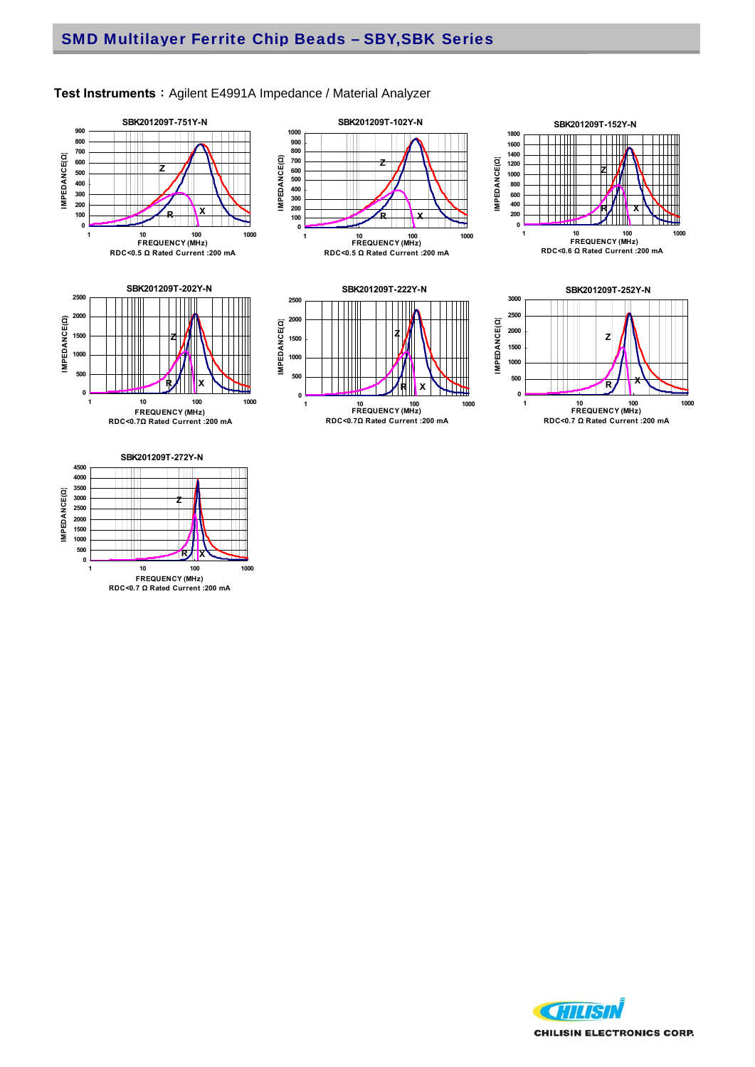## SMD Multilayer Ferrite Chip Beads – SBY,SBK Series

**Test Instruments**：Agilent E4991A Impedance / Material Analyzer

**SBK201209T-751Y-N**

RDC<0.5 Ω Rated Current :200 mA

**SBK201209T-102Y-N**

RDC<0.5 Ω Rated Current :200 mA

**SBK201209T-152Y-N**

RDC<0.6 Ω Rated Current :200 mA

**SBK201209T-202Y-N**

RDC<0.7Ω Rated Current :200 mA

**SBK201209T-222Y-N**

RDC<0.7Ω Rated Current :200 mA

**SBK201209T-252Y-N**

RDC<0.7 Ω Rated Current :200 mA

**SBK201209T-272Y-N**

RDC<0.7 Ω Rated Current :200 mA

CHILISIN ELECTRONICS CORP.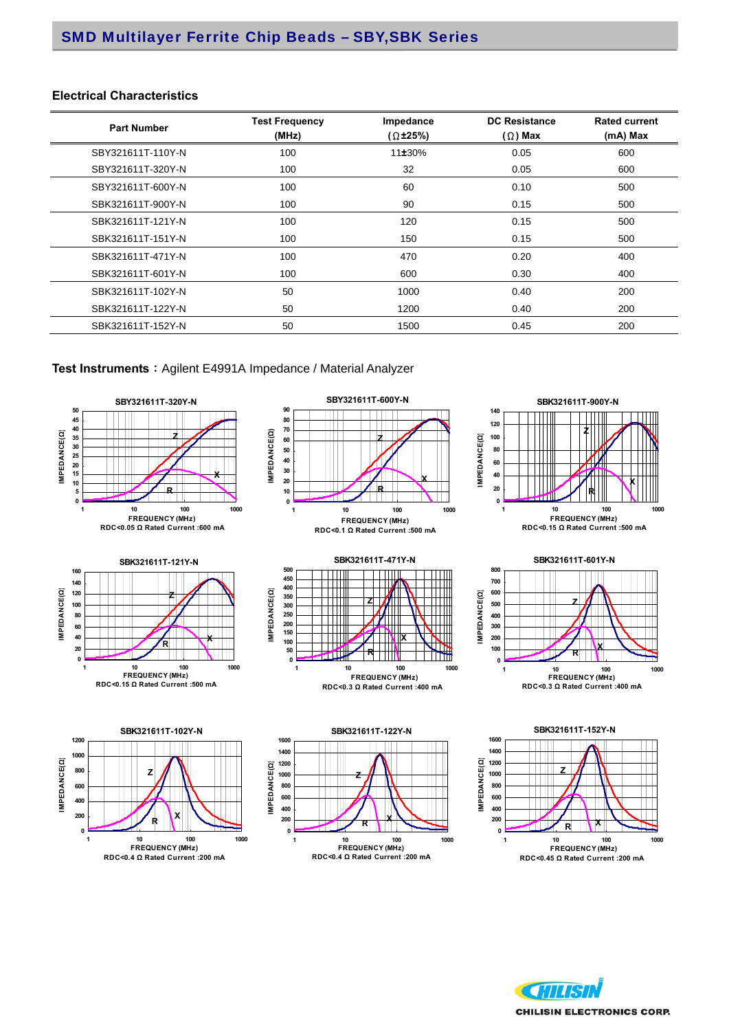## SMD Multilayer Ferrite Chip Beads – SBY,SBK Series

### Electrical Characteristics

| Part Number | Test Frequency (MHz) | Impedance (Ω±25%) | DC Resistance (Ω) Max | Rated current (mA) Max |
|---|---|---|---|---|
| SBY321611T-110Y-N | 100 | 11±30% | 0.05 | 600 |
| SBY321611T-320Y-N | 100 | 32 | 0.05 | 600 |
| SBY321611T-600Y-N | 100 | 60 | 0.10 | 500 |
| SBK321611T-900Y-N | 100 | 90 | 0.15 | 500 |
| SBK321611T-121Y-N | 100 | 120 | 0.15 | 500 |
| SBK321611T-151Y-N | 100 | 150 | 0.15 | 500 |
| SBK321611T-471Y-N | 100 | 470 | 0.20 | 400 |
| SBK321611T-601Y-N | 100 | 600 | 0.30 | 400 |
| SBK321611T-102Y-N | 50 | 1000 | 0.40 | 200 |
| SBK321611T-122Y-N | 50 | 1200 | 0.40 | 200 |
| SBK321611T-152Y-N | 50 | 1500 | 0.45 | 200 |

**Test Instruments**：Agilent E4991A Impedance / Material Analyzer

**SBY321611T-320Y-N**
RDC<0.05 Ω Rated Current :600 mA

**SBY321611T-600Y-N**
RDC<0.1 Ω Rated Current :500 mA

**SBK321611T-900Y-N**
RDC<0.15 Ω Rated Current :500 mA

**SBK321611T-121Y-N**
RDC<0.15 Ω Rated Current :500 mA

**SBK321611T-471Y-N**
RDC<0.3 Ω Rated Current :400 mA

**SBK321611T-601Y-N**
RDC<0.3 Ω Rated Current :400 mA

**SBK321611T-102Y-N**
RDC<0.4 Ω Rated Current :200 mA

**SBK321611T-122Y-N**
RDC<0.4 Ω Rated Current :200 mA

**SBK321611T-152Y-N**
RDC<0.45 Ω Rated Current :200 mA

CHILISIN ELECTRONICS CORP.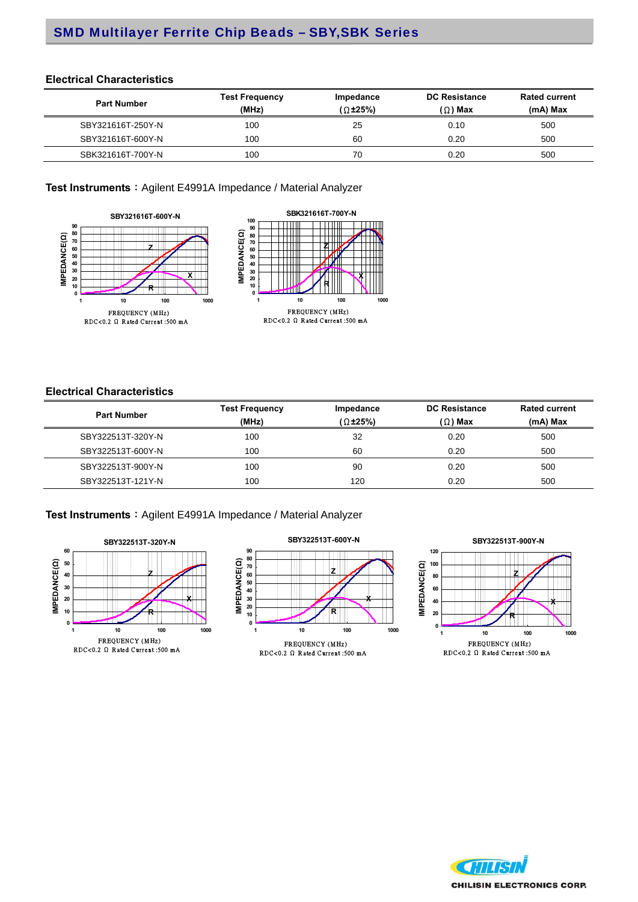## SMD Multilayer Ferrite Chip Beads – SBY,SBK Series

### Electrical Characteristics

| Part Number | Test Frequency (MHz) | Impedance (Ω±25%) | DC Resistance (Ω) Max | Rated current (mA) Max |
|---|---|---|---|---|
| SBY321616T-250Y-N | 100 | 25 | 0.10 | 500 |
| SBY321616T-600Y-N | 100 | 60 | 0.20 | 500 |
| SBK321616T-700Y-N | 100 | 70 | 0.20 | 500 |

**Test Instruments**：Agilent E4991A Impedance / Material Analyzer

SBY321616T-600Y-N

FREQUENCY (MHz)
RDC<0.2 Ω Rated Current :500 mA

SBK321616T-700Y-N

FREQUENCY (MHz)
RDC<0.2 Ω Rated Current :500 mA

### Electrical Characteristics

| Part Number | Test Frequency (MHz) | Impedance (Ω±25%) | DC Resistance (Ω) Max | Rated current (mA) Max |
|---|---|---|---|---|
| SBY322513T-320Y-N | 100 | 32 | 0.20 | 500 |
| SBY322513T-600Y-N | 100 | 60 | 0.20 | 500 |
| SBY322513T-900Y-N | 100 | 90 | 0.20 | 500 |
| SBY322513T-121Y-N | 100 | 120 | 0.20 | 500 |

**Test Instruments**：Agilent E4991A Impedance / Material Analyzer

SBY322513T-320Y-N

FREQUENCY (MHz)
RDC<0.2 Ω Rated Current :500 mA

SBY322513T-600Y-N

FREQUENCY (MHz)
RDC<0.2 Ω Rated Current :500 mA

SBY322513T-900Y-N

FREQUENCY (MHz)
RDC<0.2 Ω Rated Current :500 mA

CHILISIN ELECTRONICS CORP.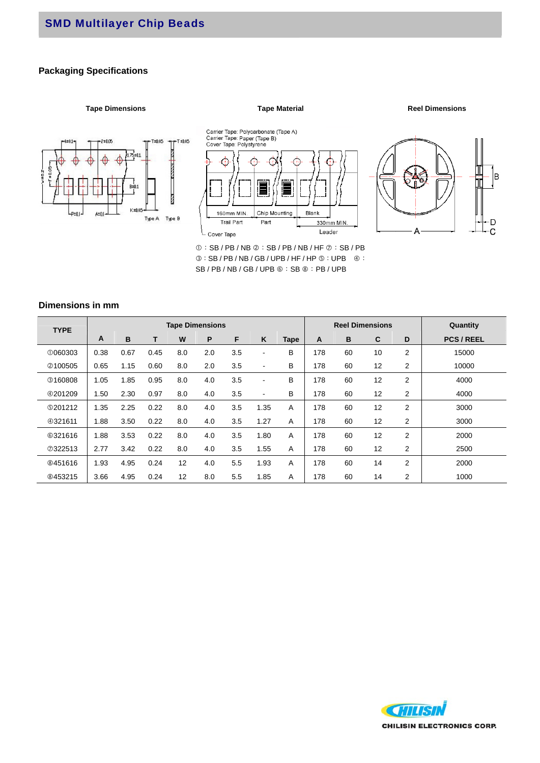## SMD Multilayer Chip Beads

### Packaging Specifications

**Tape Dimensions**

**Tape Material**

**Reel Dimensions**

Carrier Tape: Polycarbonate (Tape A)
Carrier Tape: Paper (Tape B)
Cover Tape: Polystyrene

160mm MIN. Trail Part
Chip Mounting Part
Blank
330mm MIN. Leader
Cover Tape

Type A Type B

①：SB / PB / NB ②：SB / PB / NB / HF ⑦：SB / PB
③：SB / PB / NB / GB / UPB / HF / HP ⑤：UPB ④：
SB / PB / NB / GB / UPB ⑥：SB ⑧：PB / UPB

### Dimensions in mm

| TYPE | Tape Dimensions | | | | | | | | Reel Dimensions | | | | Quantity |
|---|---|---|---|---|---|---|---|---|---|---|---|---|---|
| | A | B | T | W | P | F | K | Tape | A | B | C | D | PCS / REEL |
| ①060303 | 0.38 | 0.67 | 0.45 | 8.0 | 2.0 | 3.5 | - | B | 178 | 60 | 10 | 2 | 15000 |
| ②100505 | 0.65 | 1.15 | 0.60 | 8.0 | 2.0 | 3.5 | - | B | 178 | 60 | 12 | 2 | 10000 |
| ③160808 | 1.05 | 1.85 | 0.95 | 8.0 | 4.0 | 3.5 | - | B | 178 | 60 | 12 | 2 | 4000 |
| ④201209 | 1.50 | 2.30 | 0.97 | 8.0 | 4.0 | 3.5 | - | B | 178 | 60 | 12 | 2 | 4000 |
| ⑤201212 | 1.35 | 2.25 | 0.22 | 8.0 | 4.0 | 3.5 | 1.35 | A | 178 | 60 | 12 | 2 | 3000 |
| ④321611 | 1.88 | 3.50 | 0.22 | 8.0 | 4.0 | 3.5 | 1.27 | A | 178 | 60 | 12 | 2 | 3000 |
| ⑥321616 | 1.88 | 3.53 | 0.22 | 8.0 | 4.0 | 3.5 | 1.80 | A | 178 | 60 | 12 | 2 | 2000 |
| ⑦322513 | 2.77 | 3.42 | 0.22 | 8.0 | 4.0 | 3.5 | 1.55 | A | 178 | 60 | 12 | 2 | 2500 |
| ⑧451616 | 1.93 | 4.95 | 0.24 | 12 | 4.0 | 5.5 | 1.93 | A | 178 | 60 | 14 | 2 | 2000 |
| ⑧453215 | 3.66 | 4.95 | 0.24 | 12 | 8.0 | 5.5 | 1.85 | A | 178 | 60 | 14 | 2 | 1000 |

CHILISIN ELECTRONICS CORP.